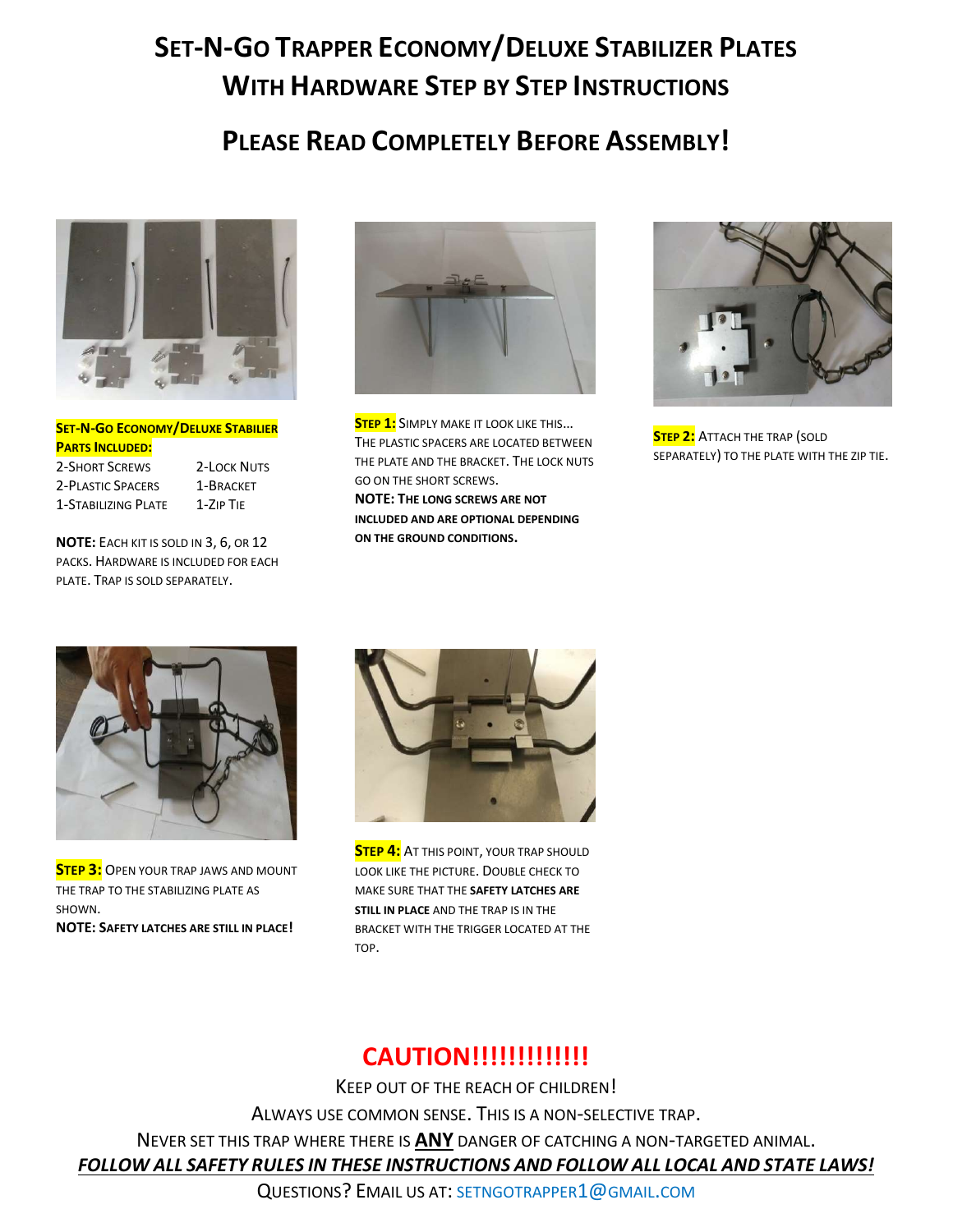# Set-N-Go Trapper Economy/Deluxe Stabilizer Plates With Hardware Step by Step Instructions

## Please Read Completely Before Assembly!

**Set-N-Go Economy/Deluxe Stabilier Parts Included:**

| | |
|---|---|
| 2-Short Screws | 2-Lock Nuts |
| 2-Plastic Spacers | 1-Bracket |
| 1-Stabilizing Plate | 1-Zip Tie |

**NOTE:** Each kit is sold in 3, 6, or 12 packs. Hardware is included for each plate. Trap is sold separately.

**Step 1:** Simply make it look like this... The plastic spacers are located between the plate and the bracket. The lock nuts go on the short screws.
**NOTE: The long screws are not included and are optional depending on the ground conditions.**

**Step 2:** Attach the trap (sold separately) to the plate with the zip tie.

**Step 3:** Open your trap jaws and mount the trap to the stabilizing plate as shown.
**NOTE: Safety latches are still in place!**

**Step 4:** At this point, your trap should look like the picture. Double check to make sure that the **safety latches are still in place** and the trap is in the bracket with the trigger located at the top.

## CAUTION!!!!!!!!!!!!!

Keep out of the reach of children!

Always use common sense. This is a non-selective trap.

Never set this trap where there is **ANY** danger of catching a non-targeted animal.

***FOLLOW ALL SAFETY RULES IN THESE INSTRUCTIONS AND FOLLOW ALL LOCAL AND STATE LAWS!***

Questions? Email us at: setngotrapper1@gmail.com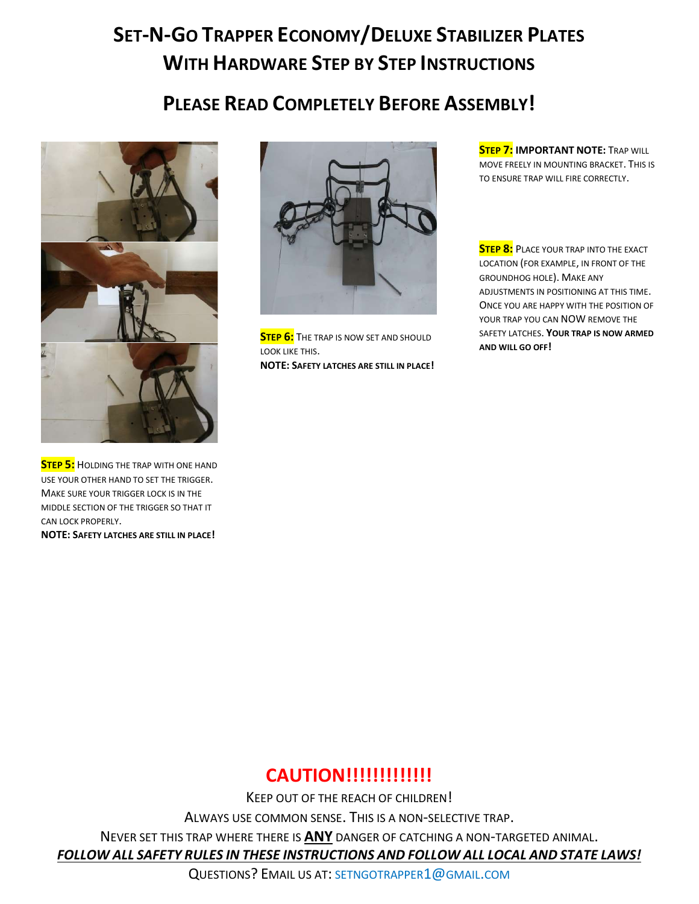# Set-N-Go Trapper Economy/Deluxe Stabilizer Plates With Hardware Step by Step Instructions

## Please Read Completely Before Assembly!

**Step 5:** Holding the trap with one hand use your other hand to set the trigger. Make sure your trigger lock is in the middle section of the trigger so that it can lock properly.
**NOTE: Safety latches are still in place!**

**Step 6:** The trap is now set and should look like this.
**NOTE: Safety latches are still in place!**

**Step 7:** **IMPORTANT NOTE:** Trap will move freely in mounting bracket. This is to ensure trap will fire correctly.

**Step 8:** Place your trap into the exact location (for example, in front of the groundhog hole). Make any adjustments in positioning at this time. Once you are happy with the position of your trap you can NOW remove the safety latches. **Your trap is now armed and will go off!**

## CAUTION!!!!!!!!!!!!!

Keep out of the reach of children!

Always use common sense. This is a non-selective trap.

Never set this trap where there is **ANY** danger of catching a non-targeted animal.

***Follow all safety rules in these instructions and follow all local and state laws!***

Questions? Email us at: setngotrapper1@gmail.com